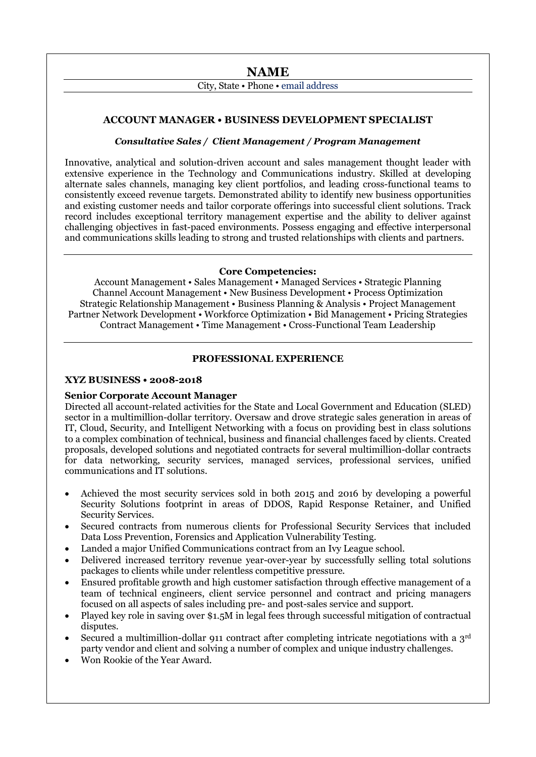# NAME

City, State • Phone • email address

## ACCOUNT MANAGER • BUSINESS DEVELOPMENT SPECIALIST

***Consultative Sales / Client Management / Program Management***

Innovative, analytical and solution-driven account and sales management thought leader with extensive experience in the Technology and Communications industry. Skilled at developing alternate sales channels, managing key client portfolios, and leading cross-functional teams to consistently exceed revenue targets. Demonstrated ability to identify new business opportunities and existing customer needs and tailor corporate offerings into successful client solutions. Track record includes exceptional territory management expertise and the ability to deliver against challenging objectives in fast-paced environments. Possess engaging and effective interpersonal and communications skills leading to strong and trusted relationships with clients and partners.

---

**Core Competencies:**

Account Management • Sales Management • Managed Services • Strategic Planning
Channel Account Management • New Business Development • Process Optimization
Strategic Relationship Management • Business Planning & Analysis • Project Management
Partner Network Development • Workforce Optimization • Bid Management • Pricing Strategies
Contract Management • Time Management • Cross-Functional Team Leadership

---

## PROFESSIONAL EXPERIENCE

**XYZ BUSINESS • 2008-2018**

**Senior Corporate Account Manager**

Directed all account-related activities for the State and Local Government and Education (SLED) sector in a multimillion-dollar territory. Oversaw and drove strategic sales generation in areas of IT, Cloud, Security, and Intelligent Networking with a focus on providing best in class solutions to a complex combination of technical, business and financial challenges faced by clients. Created proposals, developed solutions and negotiated contracts for several multimillion-dollar contracts for data networking, security services, managed services, professional services, unified communications and IT solutions.

- Achieved the most security services sold in both 2015 and 2016 by developing a powerful Security Solutions footprint in areas of DDOS, Rapid Response Retainer, and Unified Security Services.
- Secured contracts from numerous clients for Professional Security Services that included Data Loss Prevention, Forensics and Application Vulnerability Testing.
- Landed a major Unified Communications contract from an Ivy League school.
- Delivered increased territory revenue year-over-year by successfully selling total solutions packages to clients while under relentless competitive pressure.
- Ensured profitable growth and high customer satisfaction through effective management of a team of technical engineers, client service personnel and contract and pricing managers focused on all aspects of sales including pre- and post-sales service and support.
- Played key role in saving over $1.5M in legal fees through successful mitigation of contractual disputes.
- Secured a multimillion-dollar 911 contract after completing intricate negotiations with a 3rd party vendor and client and solving a number of complex and unique industry challenges.
- Won Rookie of the Year Award.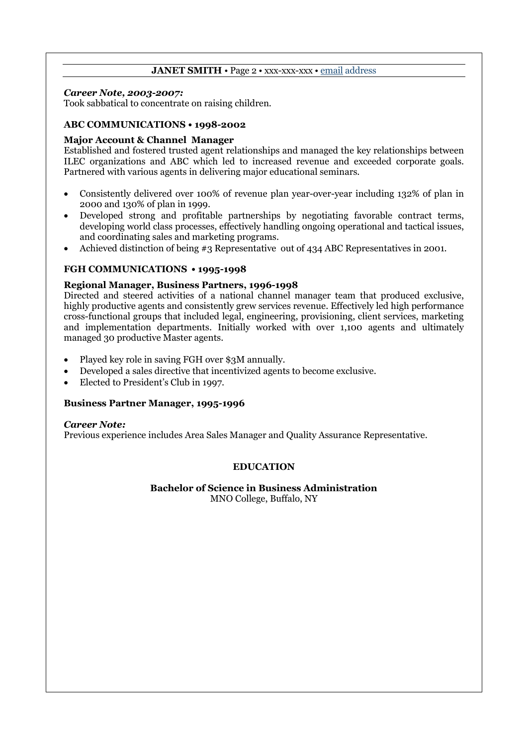***Career Note, 2003-2007:***
Took sabbatical to concentrate on raising children.

**ABC COMMUNICATIONS • 1998-2002**

**Major Account & Channel Manager**
Established and fostered trusted agent relationships and managed the key relationships between ILEC organizations and ABC which led to increased revenue and exceeded corporate goals. Partnered with various agents in delivering major educational seminars.

- Consistently delivered over 100% of revenue plan year-over-year including 132% of plan in 2000 and 130% of plan in 1999.
- Developed strong and profitable partnerships by negotiating favorable contract terms, developing world class processes, effectively handling ongoing operational and tactical issues, and coordinating sales and marketing programs.
- Achieved distinction of being #3 Representative out of 434 ABC Representatives in 2001.

**FGH COMMUNICATIONS • 1995-1998**

**Regional Manager, Business Partners, 1996-1998**
Directed and steered activities of a national channel manager team that produced exclusive, highly productive agents and consistently grew services revenue. Effectively led high performance cross-functional groups that included legal, engineering, provisioning, client services, marketing and implementation departments. Initially worked with over 1,100 agents and ultimately managed 30 productive Master agents.

- Played key role in saving FGH over $3M annually.
- Developed a sales directive that incentivized agents to become exclusive.
- Elected to President's Club in 1997.

**Business Partner Manager, 1995-1996**

***Career Note:***
Previous experience includes Area Sales Manager and Quality Assurance Representative.

## EDUCATION

**Bachelor of Science in Business Administration**
MNO College, Buffalo, NY